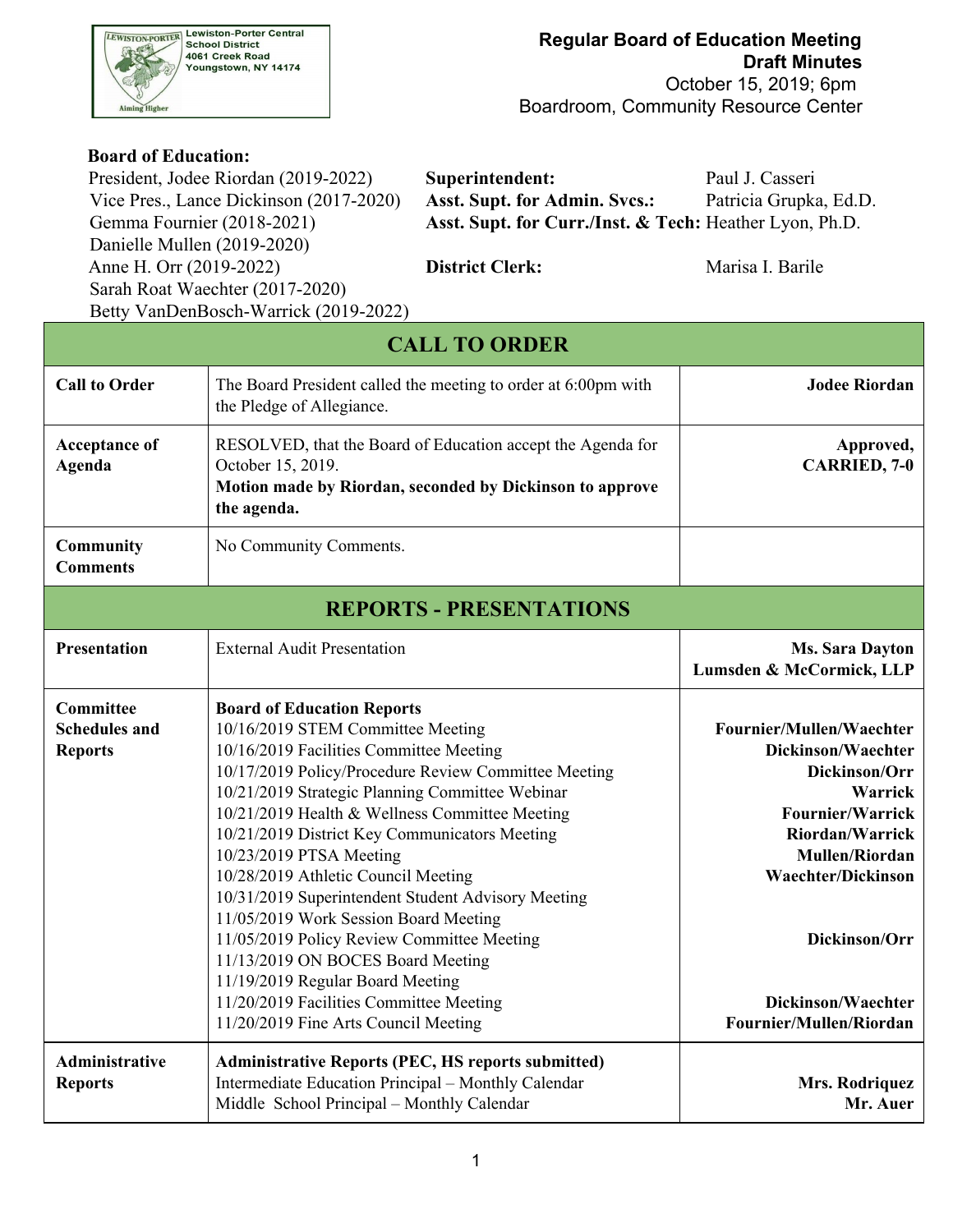Lewiston-Porter Central School District
4061 Creek Road
Youngstown, NY 14174
Aiming Higher

**Regular Board of Education Meeting**
**Draft Minutes**
October 15, 2019; 6pm
Boardroom, Community Resource Center

**Board of Education:**

| | | |
|---|---|---|
| President, Jodee Riordan (2019-2022) | **Superintendent:** | Paul J. Casseri |
| Vice Pres., Lance Dickinson (2017-2020) | **Asst. Supt. for Admin. Svcs.:** | Patricia Grupka, Ed.D. |
| Gemma Fournier (2018-2021) | **Asst. Supt. for Curr./Inst. & Tech:** | Heather Lyon, Ph.D. |
| Danielle Mullen (2019-2020) | | |
| Anne H. Orr (2019-2022) | **District Clerk:** | Marisa I. Barile |
| Sarah Roat Waechter (2017-2020) | | |
| Betty VanDenBosch-Warrick (2019-2022) | | |

## CALL TO ORDER

| | | |
|---|---|---|
| **Call to Order** | The Board President called the meeting to order at 6:00pm with the Pledge of Allegiance. | **Jodee Riordan** |
| **Acceptance of Agenda** | RESOLVED, that the Board of Education accept the Agenda for October 15, 2019.<br>**Motion made by Riordan, seconded by Dickinson to approve the agenda.** | **Approved, CARRIED, 7-0** |
| **Community Comments** | No Community Comments. | |

## REPORTS - PRESENTATIONS

| | | |
|---|---|---|
| **Presentation** | External Audit Presentation | **Ms. Sara Dayton**<br>**Lumsden & McCormick, LLP** |
| **Committee Schedules and Reports** | **Board of Education Reports**<br>10/16/2019 STEM Committee Meeting<br>10/16/2019 Facilities Committee Meeting<br>10/17/2019 Policy/Procedure Review Committee Meeting<br>10/21/2019 Strategic Planning Committee Webinar<br>10/21/2019 Health & Wellness Committee Meeting<br>10/21/2019 District Key Communicators Meeting<br>10/23/2019 PTSA Meeting<br>10/28/2019 Athletic Council Meeting<br>10/31/2019 Superintendent Student Advisory Meeting<br>11/05/2019 Work Session Board Meeting<br>11/05/2019 Policy Review Committee Meeting<br>11/13/2019 ON BOCES Board Meeting<br>11/19/2019 Regular Board Meeting<br>11/20/2019 Facilities Committee Meeting<br>11/20/2019 Fine Arts Council Meeting | <br>**Fournier/Mullen/Waechter**<br>**Dickinson/Waechter**<br>**Dickinson/Orr**<br>**Warrick**<br>**Fournier/Warrick**<br>**Riordan/Warrick**<br>**Mullen/Riordan**<br>**Waechter/Dickinson**<br><br><br>**Dickinson/Orr**<br><br><br>**Dickinson/Waechter**<br>**Fournier/Mullen/Riordan** |
| **Administrative Reports** | **Administrative Reports (PEC, HS reports submitted)**<br>Intermediate Education Principal – Monthly Calendar<br>Middle School Principal – Monthly Calendar | <br>**Mrs. Rodriquez**<br>**Mr. Auer** |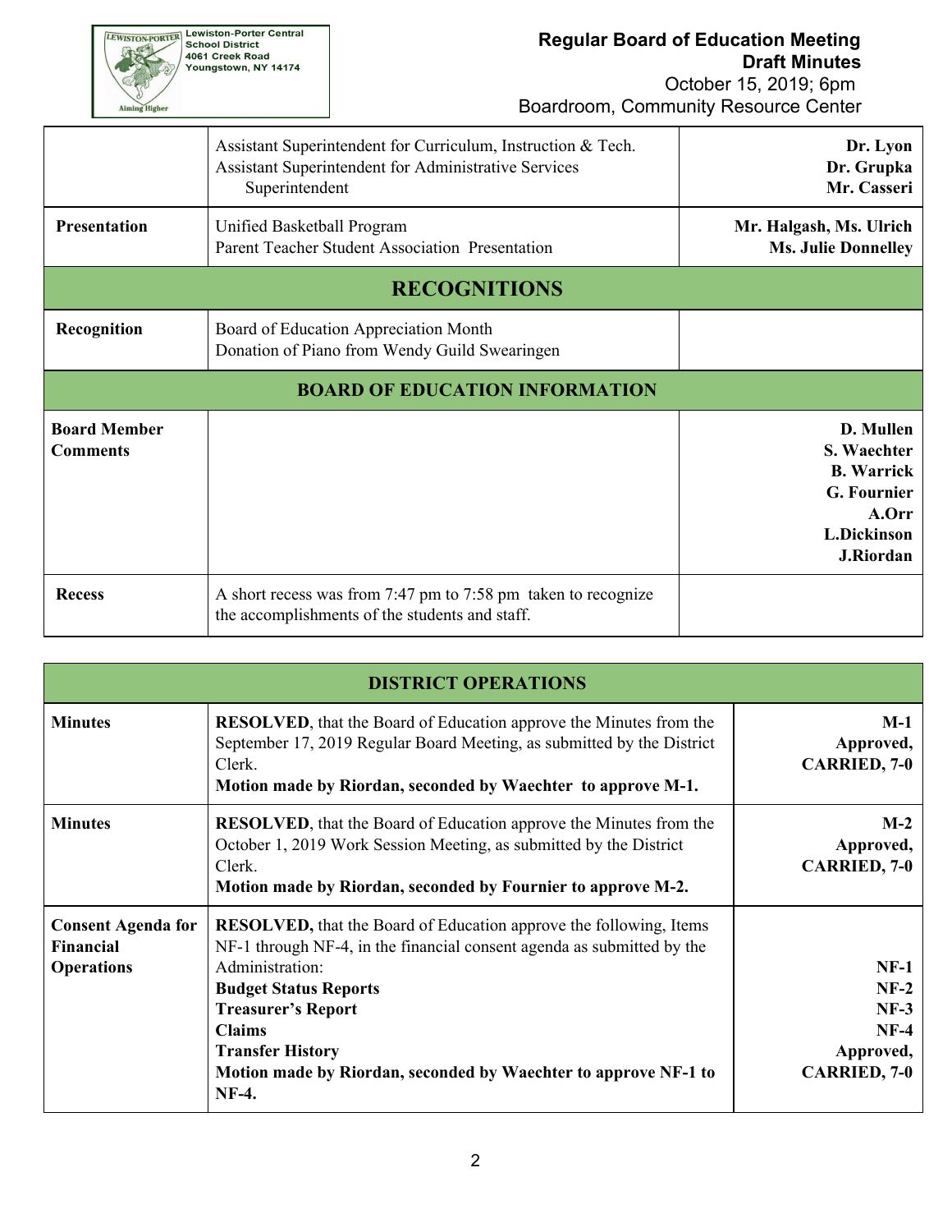| | | |
|---|---|---|
| | Assistant Superintendent for Curriculum, Instruction & Tech.<br>Assistant Superintendent for Administrative Services<br>Superintendent | **Dr. Lyon**<br>**Dr. Grupka**<br>**Mr. Casseri** |
| **Presentation** | Unified Basketball Program<br>Parent Teacher Student Association Presentation | **Mr. Halgash, Ms. Ulrich**<br>**Ms. Julie Donnelley** |
| **RECOGNITIONS** | | |
| **Recognition** | Board of Education Appreciation Month<br>Donation of Piano from Wendy Guild Swearingen | |
| **BOARD OF EDUCATION INFORMATION** | | |
| **Board Member Comments** | | **D. Mullen**<br>**S. Waechter**<br>**B. Warrick**<br>**G. Fournier**<br>**A.Orr**<br>**L.Dickinson**<br>**J.Riordan** |
| **Recess** | A short recess was from 7:47 pm to 7:58 pm taken to recognize the accomplishments of the students and staff. | |

| **DISTRICT OPERATIONS** | | |
|---|---|---|
| **Minutes** | **RESOLVED**, that the Board of Education approve the Minutes from the September 17, 2019 Regular Board Meeting, as submitted by the District Clerk.<br>**Motion made by Riordan, seconded by Waechter to approve M-1.** | **M-1**<br>**Approved,**<br>**CARRIED, 7-0** |
| **Minutes** | **RESOLVED**, that the Board of Education approve the Minutes from the October 1, 2019 Work Session Meeting, as submitted by the District Clerk.<br>**Motion made by Riordan, seconded by Fournier to approve M-2.** | **M-2**<br>**Approved,**<br>**CARRIED, 7-0** |
| **Consent Agenda for Financial Operations** | **RESOLVED,** that the Board of Education approve the following, Items NF-1 through NF-4, in the financial consent agenda as submitted by the Administration:<br>**Budget Status Reports**<br>**Treasurer's Report**<br>**Claims**<br>**Transfer History**<br>**Motion made by Riordan, seconded by Waechter to approve NF-1 to NF-4.** | **NF-1**<br>**NF-2**<br>**NF-3**<br>**NF-4**<br>**Approved,**<br>**CARRIED, 7-0** |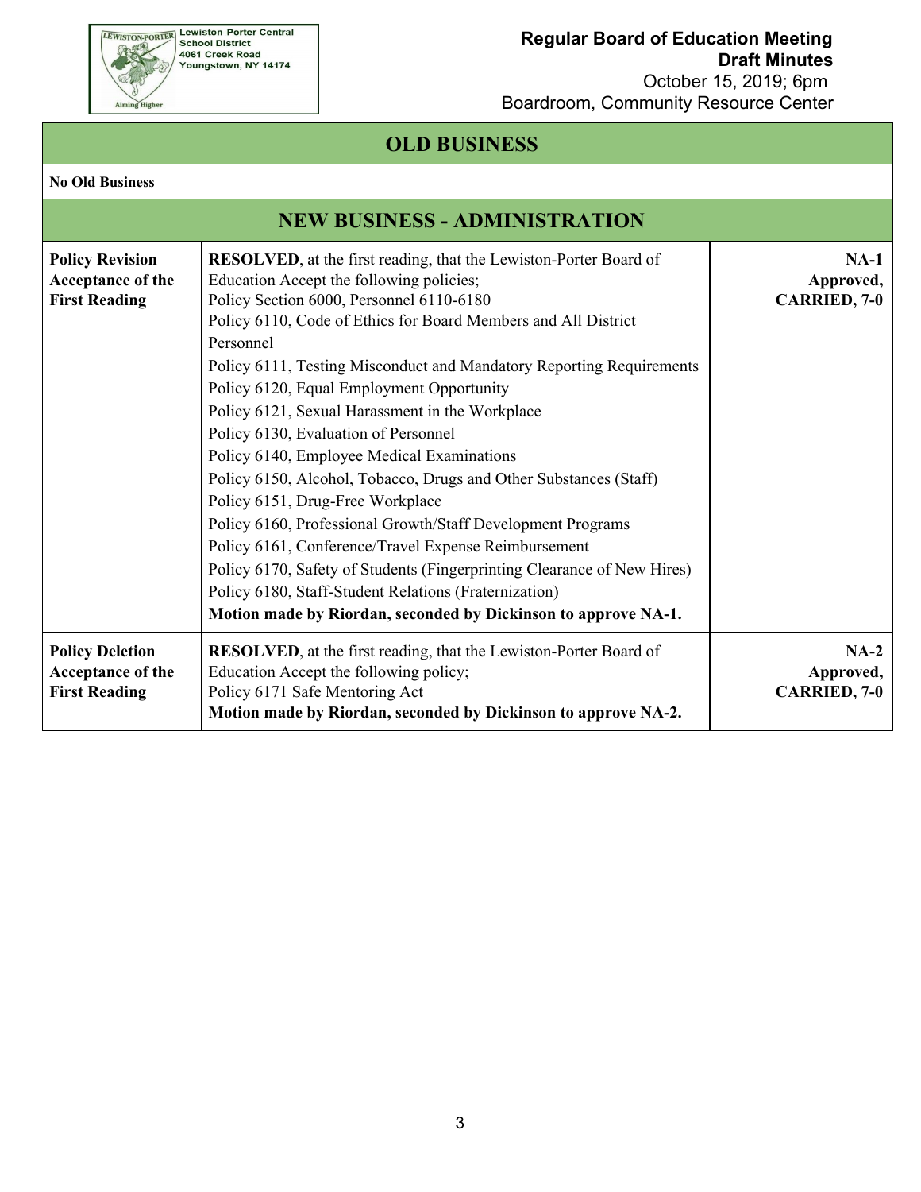## OLD BUSINESS

**No Old Business**

## NEW BUSINESS - ADMINISTRATION

| | | |
|---|---|---|
| **Policy Revision Acceptance of the First Reading** | **RESOLVED**, at the first reading, that the Lewiston-Porter Board of Education Accept the following policies;<br>Policy Section 6000, Personnel 6110-6180<br>Policy 6110, Code of Ethics for Board Members and All District Personnel<br>Policy 6111, Testing Misconduct and Mandatory Reporting Requirements<br>Policy 6120, Equal Employment Opportunity<br>Policy 6121, Sexual Harassment in the Workplace<br>Policy 6130, Evaluation of Personnel<br>Policy 6140, Employee Medical Examinations<br>Policy 6150, Alcohol, Tobacco, Drugs and Other Substances (Staff)<br>Policy 6151, Drug-Free Workplace<br>Policy 6160, Professional Growth/Staff Development Programs<br>Policy 6161, Conference/Travel Expense Reimbursement<br>Policy 6170, Safety of Students (Fingerprinting Clearance of New Hires)<br>Policy 6180, Staff-Student Relations (Fraternization)<br>**Motion made by Riordan, seconded by Dickinson to approve NA-1.** | **NA-1 Approved, CARRIED, 7-0** |
| **Policy Deletion Acceptance of the First Reading** | **RESOLVED**, at the first reading, that the Lewiston-Porter Board of Education Accept the following policy;<br>Policy 6171 Safe Mentoring Act<br>**Motion made by Riordan, seconded by Dickinson to approve NA-2.** | **NA-2 Approved, CARRIED, 7-0** |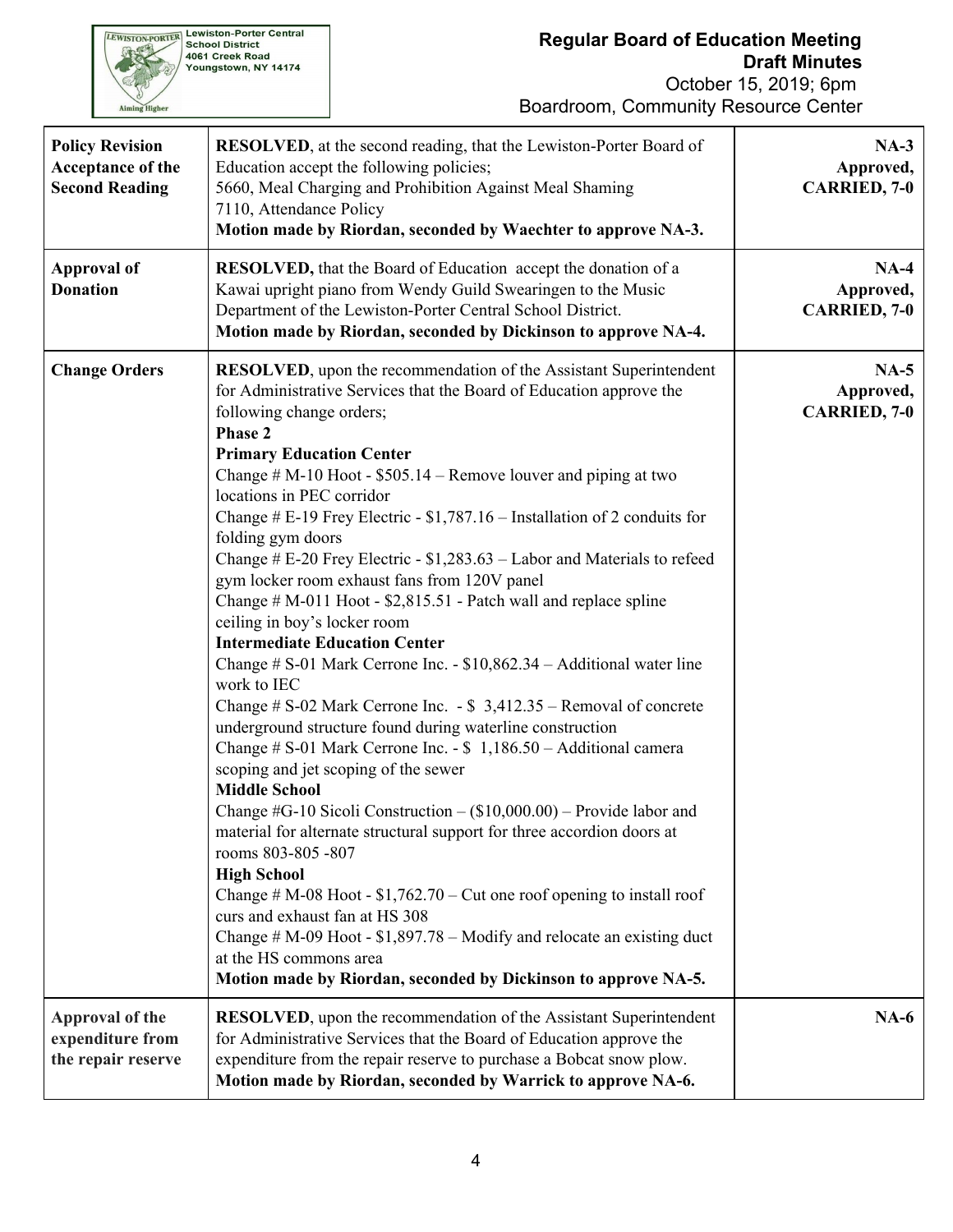| | | |
|---|---|---|
| **Policy Revision Acceptance of the Second Reading** | **RESOLVED**, at the second reading, that the Lewiston-Porter Board of Education accept the following policies;<br>5660, Meal Charging and Prohibition Against Meal Shaming<br>7110, Attendance Policy<br>**Motion made by Riordan, seconded by Waechter to approve NA-3.** | **NA-3 Approved, CARRIED, 7-0** |
| **Approval of Donation** | **RESOLVED,** that the Board of Education accept the donation of a Kawai upright piano from Wendy Guild Swearingen to the Music Department of the Lewiston-Porter Central School District.<br>**Motion made by Riordan, seconded by Dickinson to approve NA-4.** | **NA-4 Approved, CARRIED, 7-0** |
| **Change Orders** | **RESOLVED**, upon the recommendation of the Assistant Superintendent for Administrative Services that the Board of Education approve the following change orders;<br>**Phase 2**<br>**Primary Education Center**<br>Change # M-10 Hoot - $505.14 – Remove louver and piping at two locations in PEC corridor<br>Change # E-19 Frey Electric - $1,787.16 – Installation of 2 conduits for folding gym doors<br>Change # E-20 Frey Electric - $1,283.63 – Labor and Materials to refeed gym locker room exhaust fans from 120V panel<br>Change # M-011 Hoot - $2,815.51 - Patch wall and replace spline ceiling in boy's locker room<br>**Intermediate Education Center**<br>Change # S-01 Mark Cerrone Inc. - $10,862.34 – Additional water line work to IEC<br>Change # S-02 Mark Cerrone Inc. - $ 3,412.35 – Removal of concrete underground structure found during waterline construction<br>Change # S-01 Mark Cerrone Inc. - $ 1,186.50 – Additional camera scoping and jet scoping of the sewer<br>**Middle School**<br>Change #G-10 Sicoli Construction – ($10,000.00) – Provide labor and material for alternate structural support for three accordion doors at rooms 803-805 -807<br>**High School**<br>Change # M-08 Hoot - $1,762.70 – Cut one roof opening to install roof curs and exhaust fan at HS 308<br>Change # M-09 Hoot - $1,897.78 – Modify and relocate an existing duct at the HS commons area<br>**Motion made by Riordan, seconded by Dickinson to approve NA-5.** | **NA-5 Approved, CARRIED, 7-0** |
| **Approval of the expenditure from the repair reserve** | **RESOLVED**, upon the recommendation of the Assistant Superintendent for Administrative Services that the Board of Education approve the expenditure from the repair reserve to purchase a Bobcat snow plow.<br>**Motion made by Riordan, seconded by Warrick to approve NA-6.** | **NA-6** |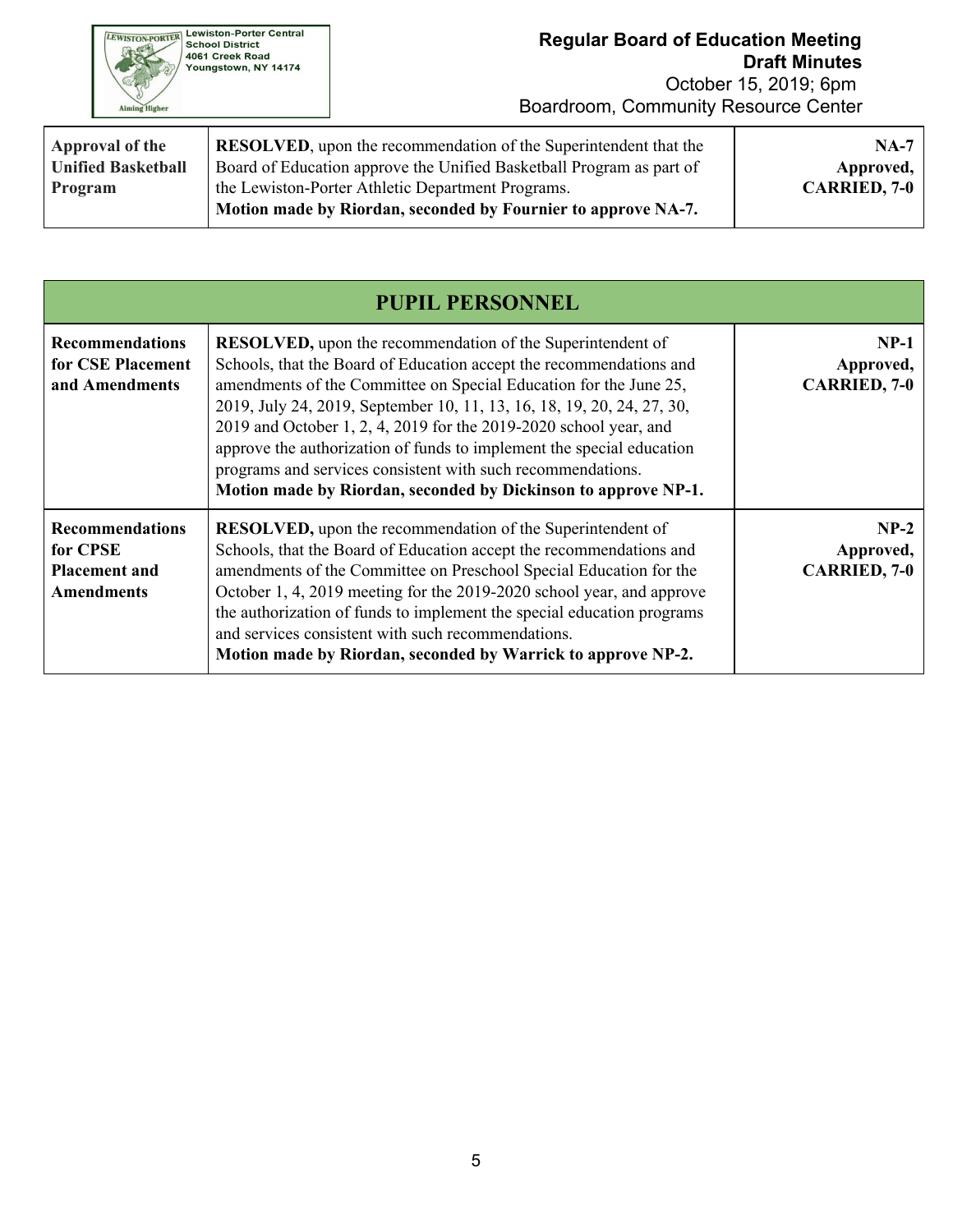| Approval of the Unified Basketball Program | **RESOLVED**, upon the recommendation of the Superintendent that the Board of Education approve the Unified Basketball Program as part of the Lewiston-Porter Athletic Department Programs. **Motion made by Riordan, seconded by Fournier to approve NA-7.** | **NA-7 Approved, CARRIED, 7-0** |
|---|---|---|

## PUPIL PERSONNEL

| | | |
|---|---|---|
| **Recommendations for CSE Placement and Amendments** | **RESOLVED,** upon the recommendation of the Superintendent of Schools, that the Board of Education accept the recommendations and amendments of the Committee on Special Education for the June 25, 2019, July 24, 2019, September 10, 11, 13, 16, 18, 19, 20, 24, 27, 30, 2019 and October 1, 2, 4, 2019 for the 2019-2020 school year, and approve the authorization of funds to implement the special education programs and services consistent with such recommendations. **Motion made by Riordan, seconded by Dickinson to approve NP-1.** | **NP-1 Approved, CARRIED, 7-0** |
| **Recommendations for CPSE Placement and Amendments** | **RESOLVED,** upon the recommendation of the Superintendent of Schools, that the Board of Education accept the recommendations and amendments of the Committee on Preschool Special Education for the October 1, 4, 2019 meeting for the 2019-2020 school year, and approve the authorization of funds to implement the special education programs and services consistent with such recommendations. **Motion made by Riordan, seconded by Warrick to approve NP-2.** | **NP-2 Approved, CARRIED, 7-0** |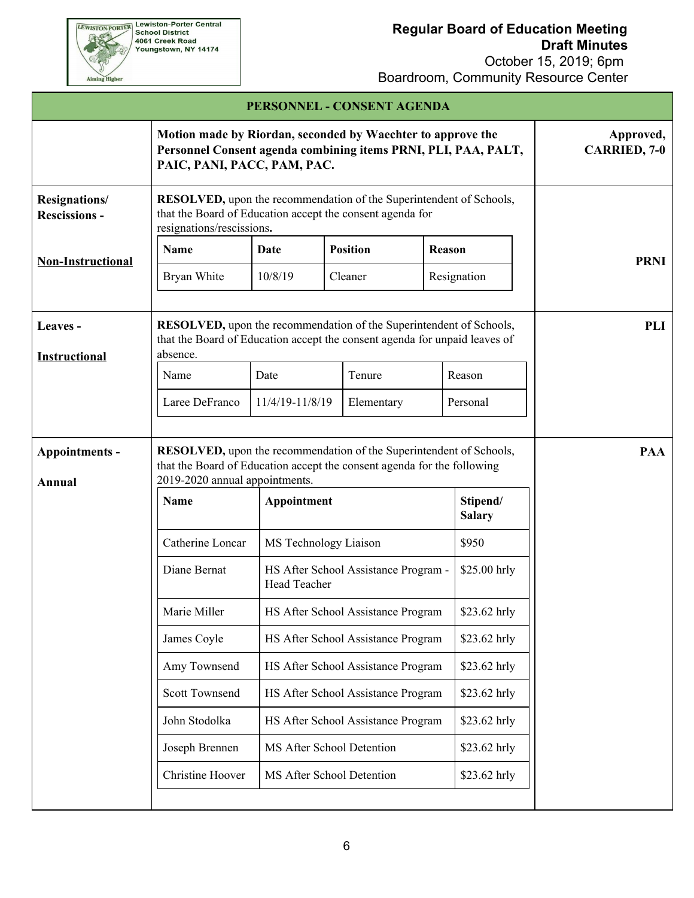## PERSONNEL - CONSENT AGENDA

**Motion made by Riordan, seconded by Waechter to approve the Personnel Consent agenda combining items PRNI, PLI, PAA, PALT, PAIC, PANI, PACC, PAM, PAC.**

**Approved, CARRIED, 7-0**

### Resignations/Rescissions - Non-Instructional

**PRNI**

**RESOLVED,** upon the recommendation of the Superintendent of Schools, that the Board of Education accept the consent agenda for resignations/rescissions**.**

| Name | Date | Position | Reason |
|---|---|---|---|
| Bryan White | 10/8/19 | Cleaner | Resignation |

### Leaves - Instructional

**PLI**

**RESOLVED,** upon the recommendation of the Superintendent of Schools, that the Board of Education accept the consent agenda for unpaid leaves of absence.

| Name | Date | Tenure | Reason |
|---|---|---|---|
| Laree DeFranco | 11/4/19-11/8/19 | Elementary | Personal |

### Appointments - Annual

**PAA**

**RESOLVED,** upon the recommendation of the Superintendent of Schools, that the Board of Education accept the consent agenda for the following 2019-2020 annual appointments.

| Name | Appointment | Stipend/ Salary |
|---|---|---|
| Catherine Loncar | MS Technology Liaison | $950 |
| Diane Bernat | HS After School Assistance Program - Head Teacher | $25.00 hrly |
| Marie Miller | HS After School Assistance Program | $23.62 hrly |
| James Coyle | HS After School Assistance Program | $23.62 hrly |
| Amy Townsend | HS After School Assistance Program | $23.62 hrly |
| Scott Townsend | HS After School Assistance Program | $23.62 hrly |
| John Stodolka | HS After School Assistance Program | $23.62 hrly |
| Joseph Brennen | MS After School Detention | $23.62 hrly |
| Christine Hoover | MS After School Detention | $23.62 hrly |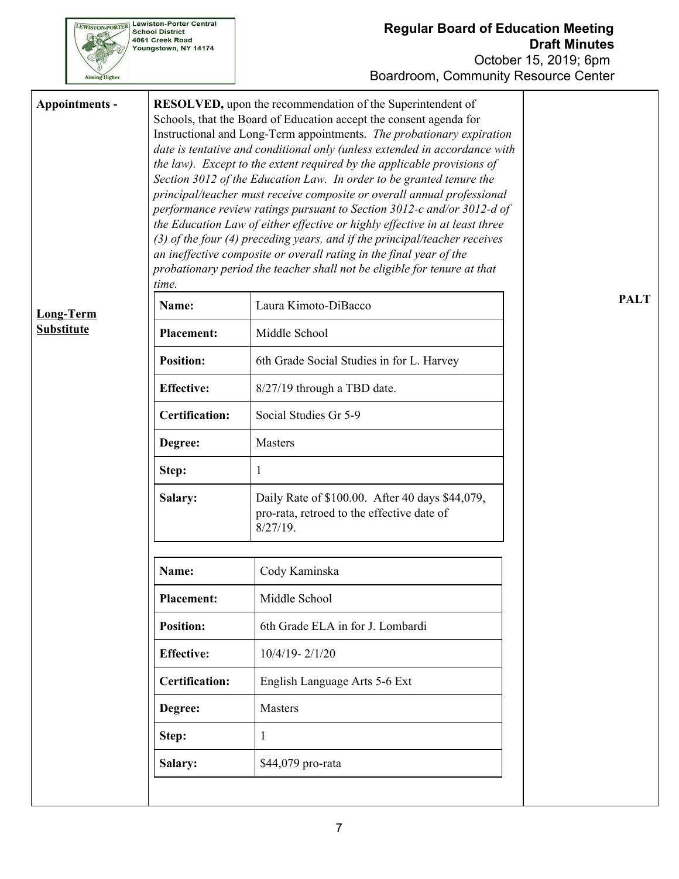**Appointments -**

**RESOLVED,** upon the recommendation of the Superintendent of Schools, that the Board of Education accept the consent agenda for Instructional and Long-Term appointments. *The probationary expiration date is tentative and conditional only (unless extended in accordance with the law). Except to the extent required by the applicable provisions of Section 3012 of the Education Law. In order to be granted tenure the principal/teacher must receive composite or overall annual professional performance review ratings pursuant to Section 3012-c and/or 3012-d of the Education Law of either effective or highly effective in at least three (3) of the four (4) preceding years, and if the principal/teacher receives an ineffective composite or overall rating in the final year of the probationary period the teacher shall not be eligible for tenure at that time.*

**PALT**

**Long-Term Substitute**

| **Name:** | Laura Kimoto-DiBacco |
|---|---|
| **Placement:** | Middle School |
| **Position:** | 6th Grade Social Studies in for L. Harvey |
| **Effective:** | 8/27/19 through a TBD date. |
| **Certification:** | Social Studies Gr 5-9 |
| **Degree:** | Masters |
| **Step:** | 1 |
| **Salary:** | Daily Rate of $100.00. After 40 days $44,079, pro-rata, retroed to the effective date of 8/27/19. |

| **Name:** | Cody Kaminska |
|---|---|
| **Placement:** | Middle School |
| **Position:** | 6th Grade ELA in for J. Lombardi |
| **Effective:** | 10/4/19- 2/1/20 |
| **Certification:** | English Language Arts 5-6 Ext |
| **Degree:** | Masters |
| **Step:** | 1 |
| **Salary:** | $44,079 pro-rata |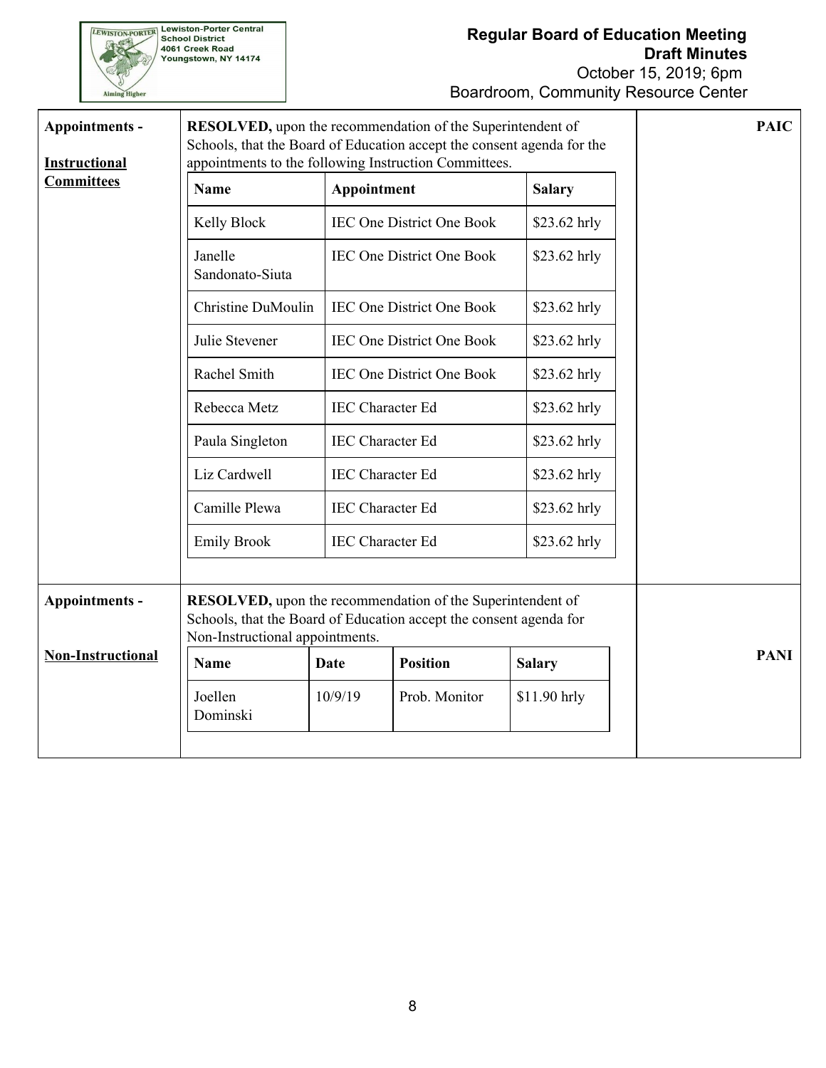**Appointments - Instructional Committees**

**RESOLVED,** upon the recommendation of the Superintendent of Schools, that the Board of Education accept the consent agenda for the appointments to the following Instruction Committees.

| Name | Appointment | Salary |
|---|---|---|
| Kelly Block | IEC One District One Book | $23.62 hrly |
| Janelle Sandonato-Siuta | IEC One District One Book | $23.62 hrly |
| Christine DuMoulin | IEC One District One Book | $23.62 hrly |
| Julie Stevener | IEC One District One Book | $23.62 hrly |
| Rachel Smith | IEC One District One Book | $23.62 hrly |
| Rebecca Metz | IEC Character Ed | $23.62 hrly |
| Paula Singleton | IEC Character Ed | $23.62 hrly |
| Liz Cardwell | IEC Character Ed | $23.62 hrly |
| Camille Plewa | IEC Character Ed | $23.62 hrly |
| Emily Brook | IEC Character Ed | $23.62 hrly |

**PAIC**

**Appointments - Non-Instructional**

**RESOLVED,** upon the recommendation of the Superintendent of Schools, that the Board of Education accept the consent agenda for Non-Instructional appointments.

| Name | Date | Position | Salary |
|---|---|---|---|
| Joellen Dominski | 10/9/19 | Prob. Monitor | $11.90 hrly |

**PANI**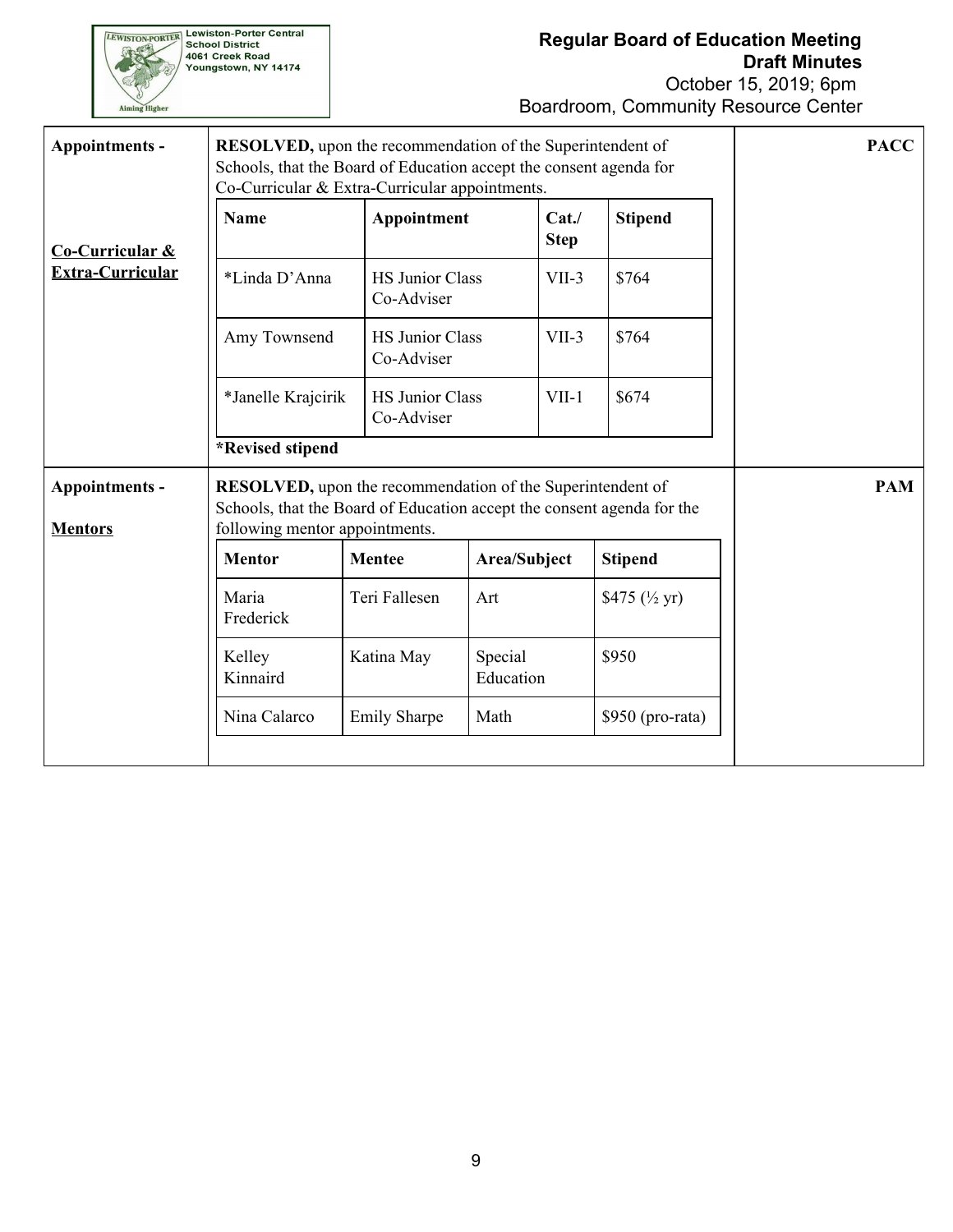| | | |
|---|---|---|
| **Appointments -** <br><br> **Co-Curricular & Extra-Curricular** | **RESOLVED,** upon the recommendation of the Superintendent of Schools, that the Board of Education accept the consent agenda for Co-Curricular & Extra-Curricular appointments. | **PACC** |

| Name | Appointment | Cat./ Step | Stipend |
|---|---|---|---|
| *Linda D'Anna | HS Junior Class Co-Adviser | VII-3 | $764 |
| Amy Townsend | HS Junior Class Co-Adviser | VII-3 | $764 |
| *Janelle Krajcirik | HS Junior Class Co-Adviser | VII-1 | $674 |

**\*Revised stipend**

| | | |
|---|---|---|
| **Appointments -** <br><br> **Mentors** | **RESOLVED,** upon the recommendation of the Superintendent of Schools, that the Board of Education accept the consent agenda for the following mentor appointments. | **PAM** |

| Mentor | Mentee | Area/Subject | Stipend |
|---|---|---|---|
| Maria Frederick | Teri Fallesen | Art | $475 (½ yr) |
| Kelley Kinnaird | Katina May | Special Education | $950 |
| Nina Calarco | Emily Sharpe | Math | $950 (pro-rata) |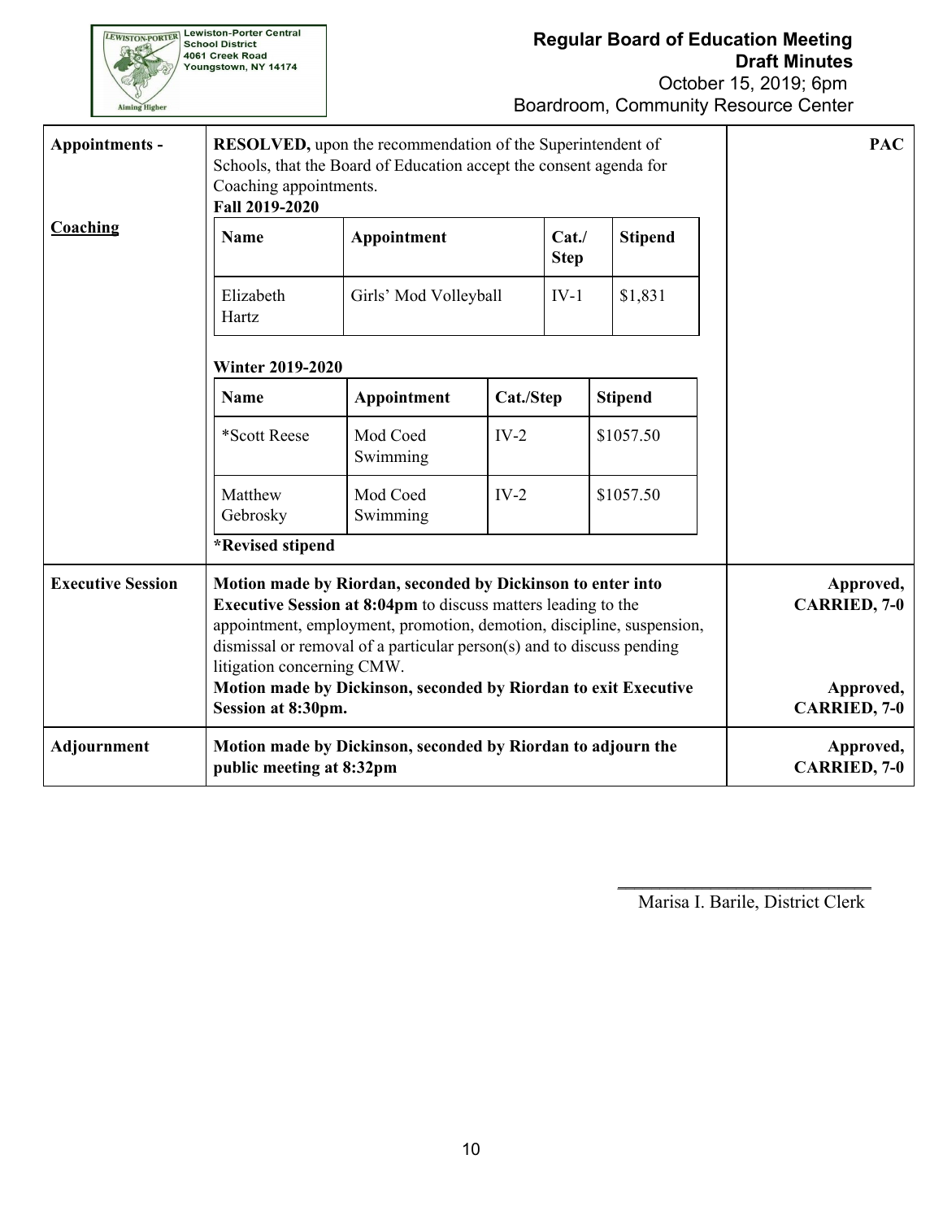| | | |
|---|---|---|
| **Appointments -** <br><br> **Coaching** | **RESOLVED,** upon the recommendation of the Superintendent of Schools, that the Board of Education accept the consent agenda for Coaching appointments. | **PAC** |

**Fall 2019-2020**

| Name | Appointment | Cat./ Step | Stipend |
|---|---|---|---|
| Elizabeth Hartz | Girls' Mod Volleyball | IV-1 | $1,831 |

**Winter 2019-2020**

| Name | Appointment | Cat./Step | Stipend |
|---|---|---|---|
| *Scott Reese | Mod Coed Swimming | IV-2 | $1057.50 |
| Matthew Gebrosky | Mod Coed Swimming | IV-2 | $1057.50 |

***Revised stipend**

| | | |
|---|---|---|
| **Executive Session** | **Motion made by Riordan, seconded by Dickinson to enter into Executive Session at 8:04pm** to discuss matters leading to the appointment, employment, promotion, demotion, discipline, suspension, dismissal or removal of a particular person(s) and to discuss pending litigation concerning CMW. <br> **Motion made by Dickinson, seconded by Riordan to exit Executive Session at 8:30pm.** | **Approved, CARRIED, 7-0** <br><br> **Approved, CARRIED, 7-0** |
| **Adjournment** | **Motion made by Dickinson, seconded by Riordan to adjourn the public meeting at 8:32pm** | **Approved, CARRIED, 7-0** |

Marisa I. Barile, District Clerk